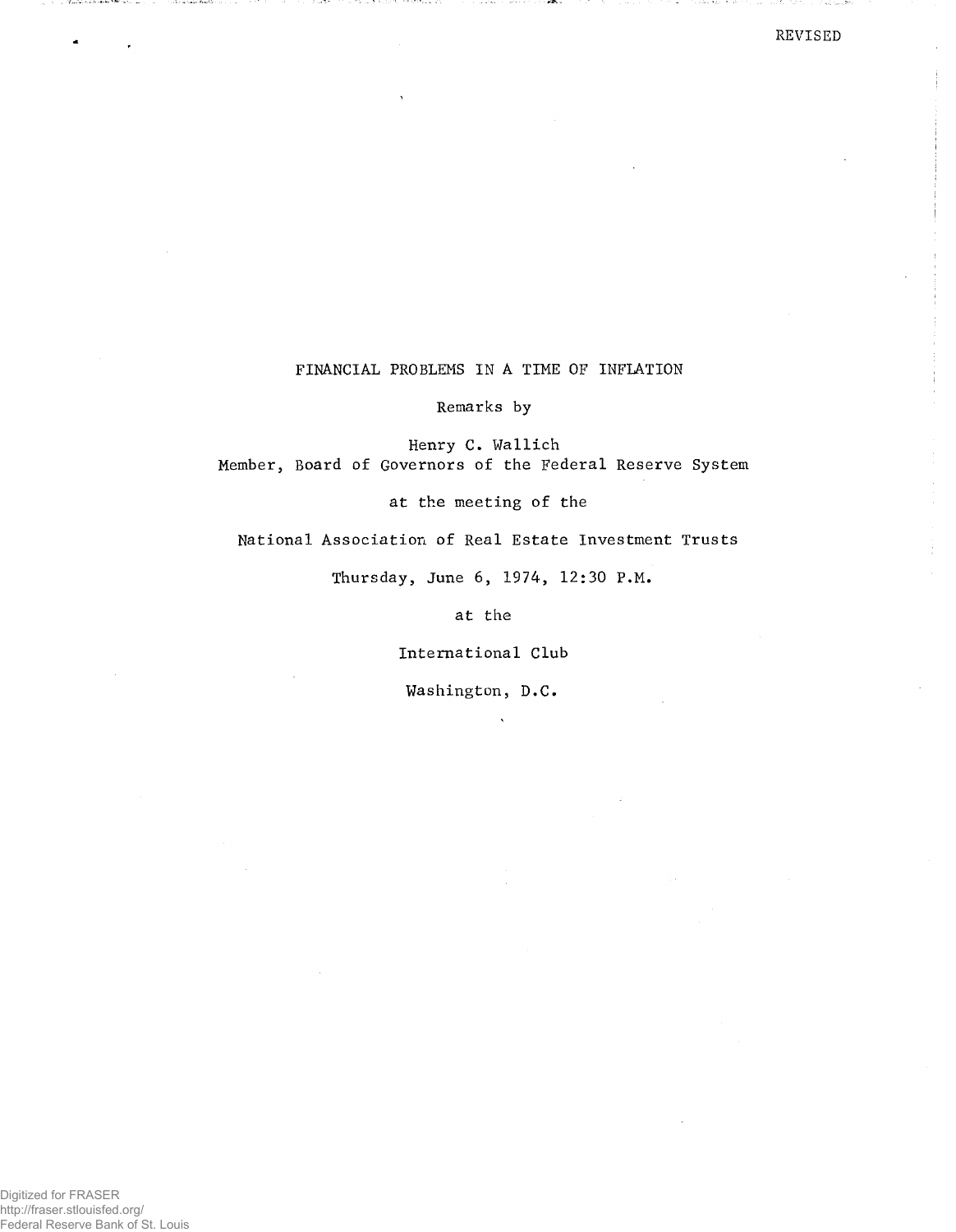REVISED

# FINANCIAL PROBLEMS IN A TIME OF INFLATION

Remarks by

Henry C. Wallich

Member, Board of Governors of the Federal Reserve System

at the meeting of the

National Association of Real Estate Investment Trusts

Thursday, June 6, 1974, 12:30 P.M.

at the

International Club

Washington, D.C.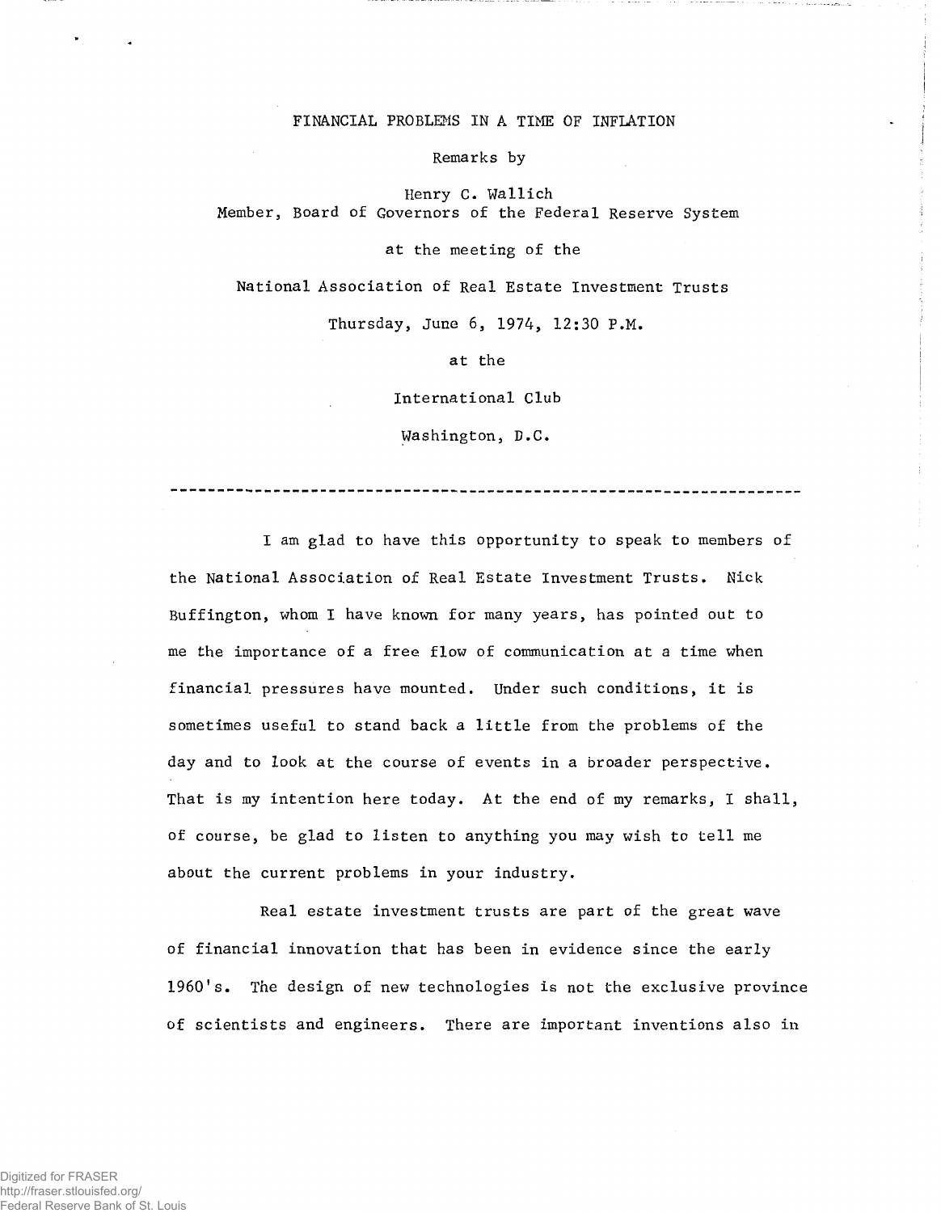# FINANCIAL PROBLEMS IN A TIME OF INFLATION

Remarks by

Henry C. Wallich
Member, Board of Governors of the Federal Reserve System

at the meeting of the

National Association of Real Estate Investment Trusts

Thursday, June 6, 1974, 12:30 P.M.

at the

International Club

Washington, D.C.

---

I am glad to have this opportunity to speak to members of the National Association of Real Estate Investment Trusts. Nick Buffington, whom I have known for many years, has pointed out to me the importance of a free flow of communication at a time when financial pressures have mounted. Under such conditions, it is sometimes useful to stand back a little from the problems of the day and to look at the course of events in a broader perspective. That is my intention here today. At the end of my remarks, I shall, of course, be glad to listen to anything you may wish to tell me about the current problems in your industry.

Real estate investment trusts are part of the great wave of financial innovation that has been in evidence since the early 1960's. The design of new technologies is not the exclusive province of scientists and engineers. There are important inventions also in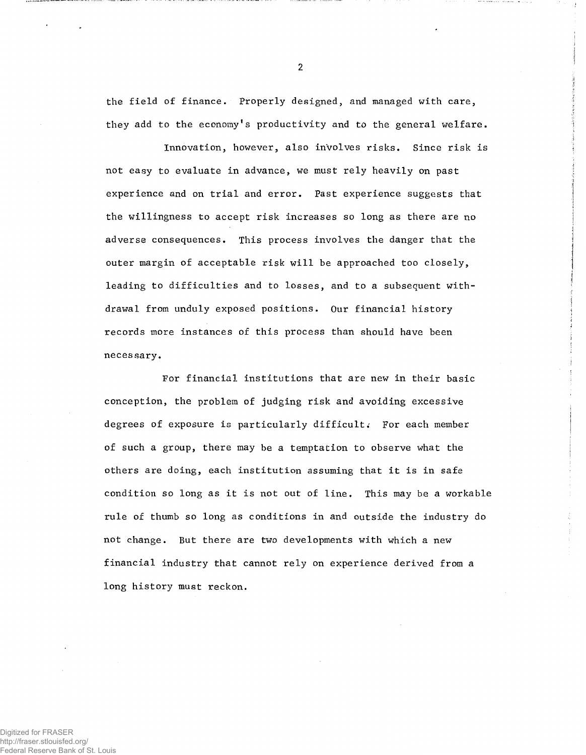the field of finance. Properly designed, and managed with care, they add to the economy's productivity and to the general welfare.

Innovation, however, also involves risks. Since risk is not easy to evaluate in advance, we must rely heavily on past experience and on trial and error. Past experience suggests that the willingness to accept risk increases so long as there are no adverse consequences. This process involves the danger that the outer margin of acceptable risk will be approached too closely, leading to difficulties and to losses, and to a subsequent withdrawal from unduly exposed positions. Our financial history records more instances of this process than should have been necessary.

For financial institutions that are new in their basic conception, the problem of judging risk and avoiding excessive degrees of exposure is particularly difficult. For each member of such a group, there may be a temptation to observe what the others are doing, each institution assuming that it is in safe condition so long as it is not out of line. This may be a workable rule of thumb so long as conditions in and outside the industry do not change. But there are two developments with which a new financial industry that cannot rely on experience derived from a long history must reckon.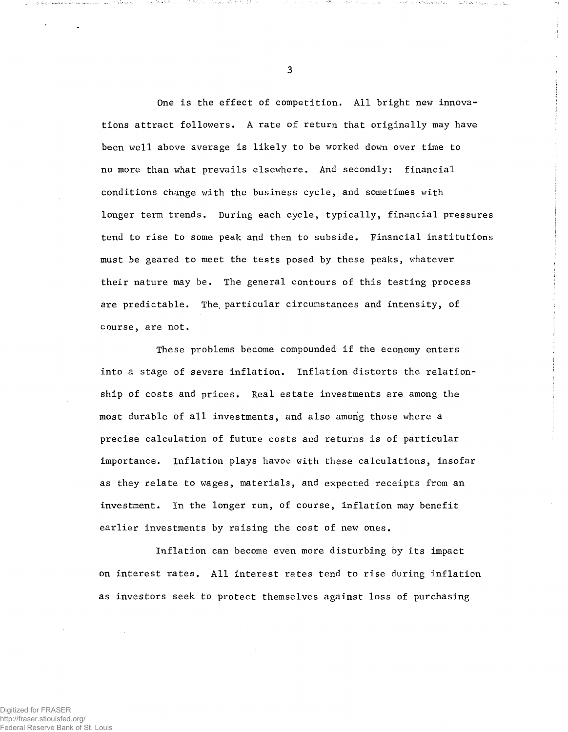One is the effect of competition. All bright new innovations attract followers. A rate of return that originally may have been well above average is likely to be worked down over time to no more than what prevails elsewhere. And secondly: financial conditions change with the business cycle, and sometimes with longer term trends. During each cycle, typically, financial pressures tend to rise to some peak and then to subside. Financial institutions must be geared to meet the tests posed by these peaks, whatever their nature may be. The general contours of this testing process are predictable. The particular circumstances and intensity, of course, are not.

These problems become compounded if the economy enters into a stage of severe inflation. Inflation distorts the relationship of costs and prices. Real estate investments are among the most durable of all investments, and also among those where a precise calculation of future costs and returns is of particular importance. Inflation plays havoc with these calculations, insofar as they relate to wages, materials, and expected receipts from an investment. In the longer run, of course, inflation may benefit earlier investments by raising the cost of new ones.

Inflation can become even more disturbing by its impact on interest rates. All interest rates tend to rise during inflation as investors seek to protect themselves against loss of purchasing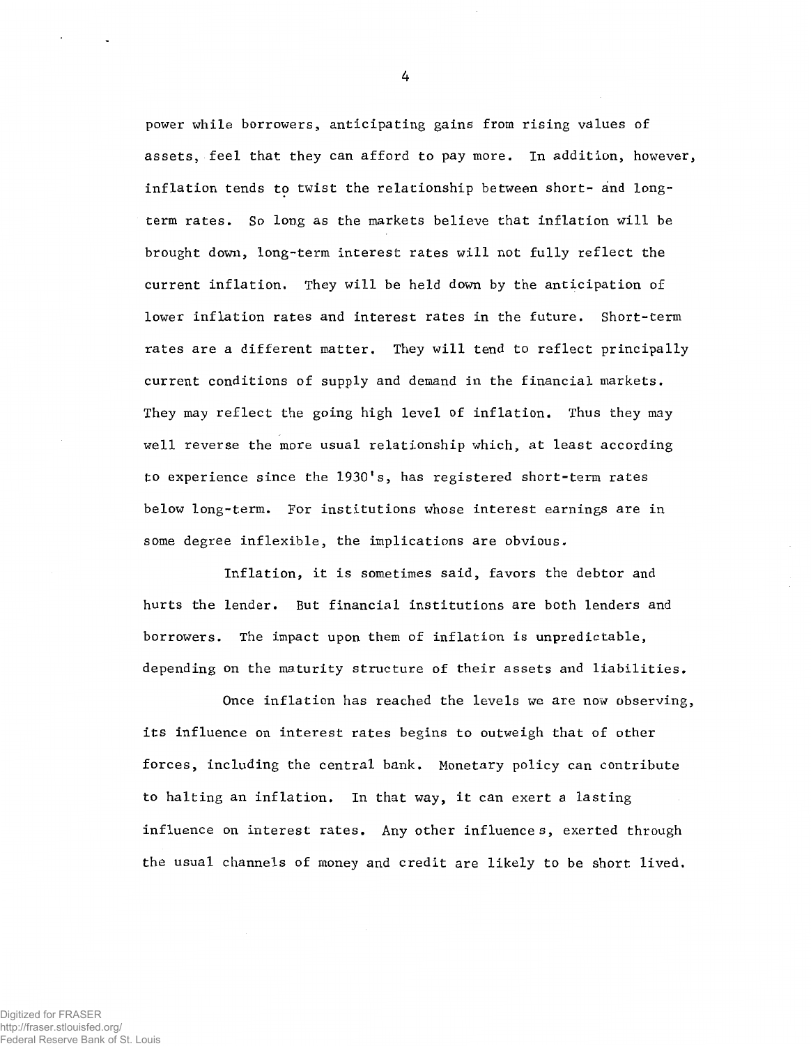power while borrowers, anticipating gains from rising values of assets, feel that they can afford to pay more. In addition, however, inflation tends to twist the relationship between short- and long-term rates. So long as the markets believe that inflation will be brought down, long-term interest rates will not fully reflect the current inflation. They will be held down by the anticipation of lower inflation rates and interest rates in the future. Short-term rates are a different matter. They will tend to reflect principally current conditions of supply and demand in the financial markets. They may reflect the going high level of inflation. Thus they may well reverse the more usual relationship which, at least according to experience since the 1930's, has registered short-term rates below long-term. For institutions whose interest earnings are in some degree inflexible, the implications are obvious.

Inflation, it is sometimes said, favors the debtor and hurts the lender. But financial institutions are both lenders and borrowers. The impact upon them of inflation is unpredictable, depending on the maturity structure of their assets and liabilities.

Once inflation has reached the levels we are now observing, its influence on interest rates begins to outweigh that of other forces, including the central bank. Monetary policy can contribute to halting an inflation. In that way, it can exert a lasting influence on interest rates. Any other influences, exerted through the usual channels of money and credit are likely to be short lived.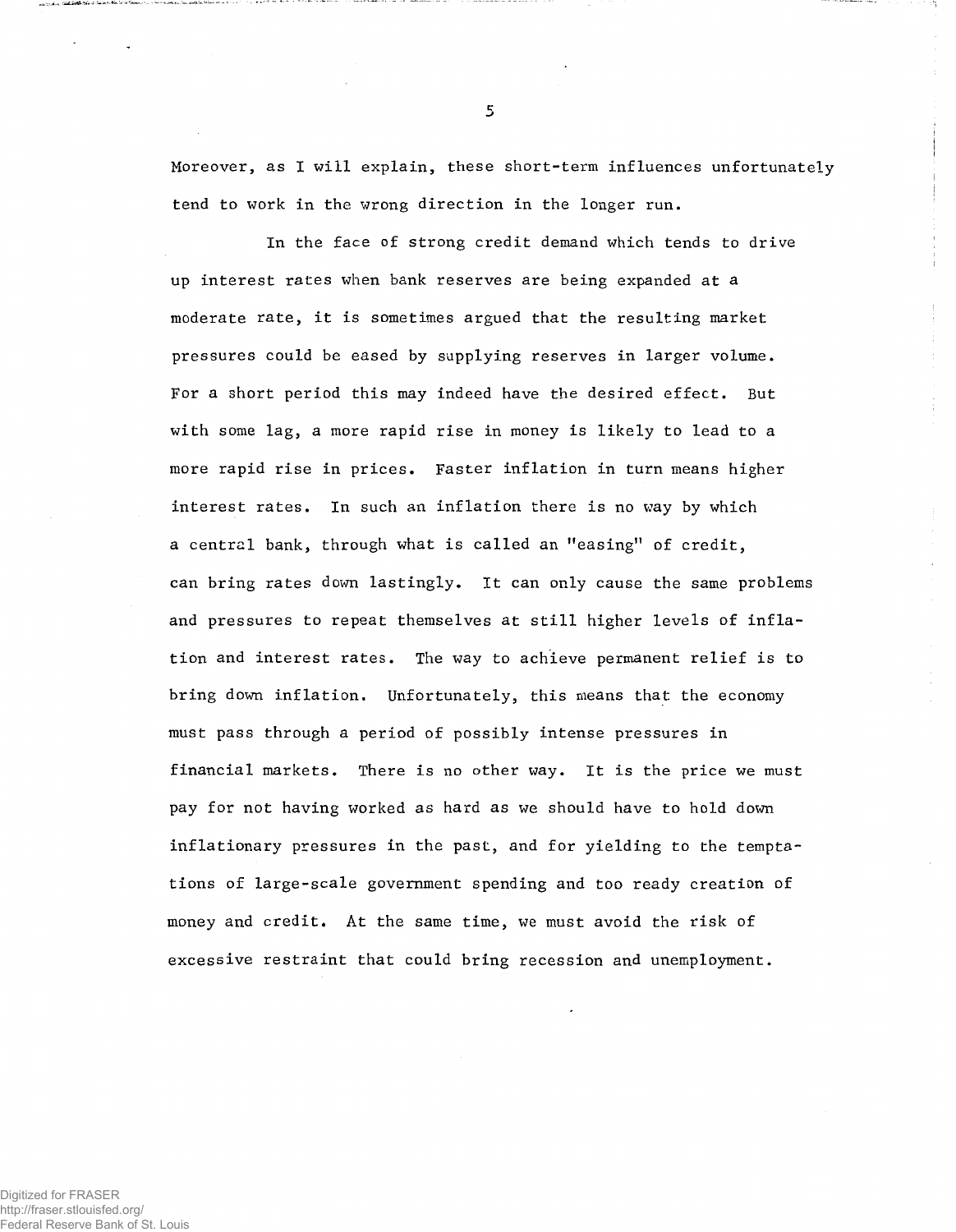Moreover, as I will explain, these short-term influences unfortunately tend to work in the wrong direction in the longer run.

In the face of strong credit demand which tends to drive up interest rates when bank reserves are being expanded at a moderate rate, it is sometimes argued that the resulting market pressures could be eased by supplying reserves in larger volume. For a short period this may indeed have the desired effect. But with some lag, a more rapid rise in money is likely to lead to a more rapid rise in prices. Faster inflation in turn means higher interest rates. In such an inflation there is no way by which a central bank, through what is called an "easing" of credit, can bring rates down lastingly. It can only cause the same problems and pressures to repeat themselves at still higher levels of inflation and interest rates. The way to achieve permanent relief is to bring down inflation. Unfortunately, this means that the economy must pass through a period of possibly intense pressures in financial markets. There is no other way. It is the price we must pay for not having worked as hard as we should have to hold down inflationary pressures in the past, and for yielding to the temptations of large-scale government spending and too ready creation of money and credit. At the same time, we must avoid the risk of excessive restraint that could bring recession and unemployment.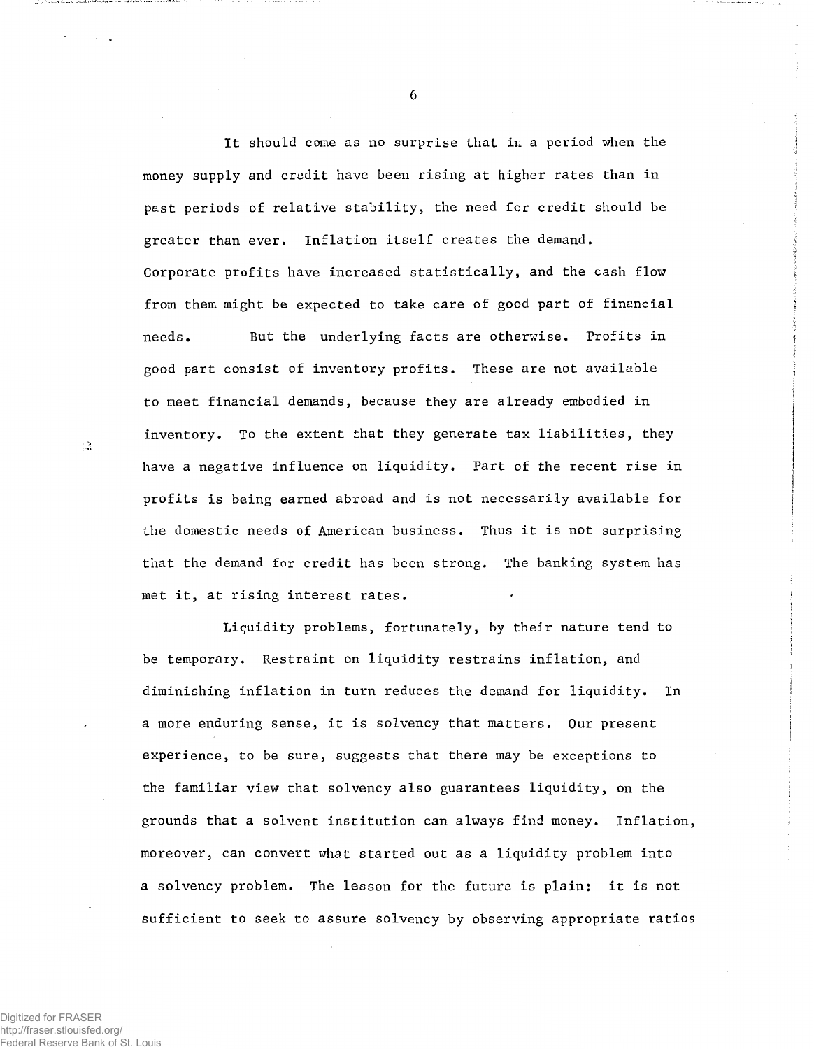It should come as no surprise that in a period when the money supply and credit have been rising at higher rates than in past periods of relative stability, the need for credit should be greater than ever. Inflation itself creates the demand. Corporate profits have increased statistically, and the cash flow from them might be expected to take care of good part of financial needs. But the underlying facts are otherwise. Profits in good part consist of inventory profits. These are not available to meet financial demands, because they are already embodied in inventory. To the extent that they generate tax liabilities, they have a negative influence on liquidity. Part of the recent rise in profits is being earned abroad and is not necessarily available for the domestic needs of American business. Thus it is not surprising that the demand for credit has been strong. The banking system has met it, at rising interest rates.

Liquidity problems, fortunately, by their nature tend to be temporary. Restraint on liquidity restrains inflation, and diminishing inflation in turn reduces the demand for liquidity. In a more enduring sense, it is solvency that matters. Our present experience, to be sure, suggests that there may be exceptions to the familiar view that solvency also guarantees liquidity, on the grounds that a solvent institution can always find money. Inflation, moreover, can convert what started out as a liquidity problem into a solvency problem. The lesson for the future is plain: it is not sufficient to seek to assure solvency by observing appropriate ratios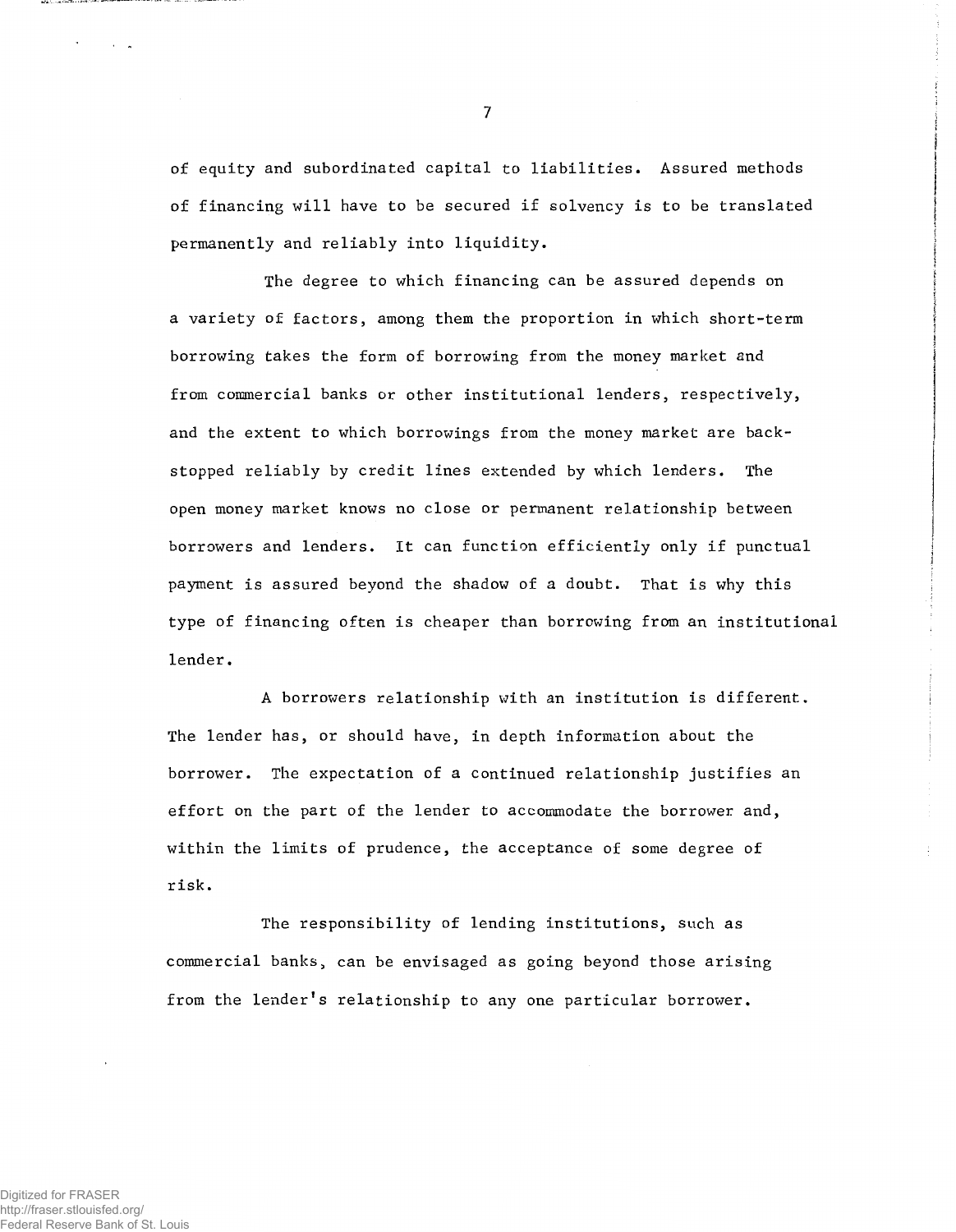of equity and subordinated capital to liabilities. Assured methods of financing will have to be secured if solvency is to be translated permanently and reliably into liquidity.

The degree to which financing can be assured depends on a variety of factors, among them the proportion in which short-term borrowing takes the form of borrowing from the money market and from commercial banks or other institutional lenders, respectively, and the extent to which borrowings from the money market are back-stopped reliably by credit lines extended by which lenders. The open money market knows no close or permanent relationship between borrowers and lenders. It can function efficiently only if punctual payment is assured beyond the shadow of a doubt. That is why this type of financing often is cheaper than borrowing from an institutional lender.

A borrowers relationship with an institution is different. The lender has, or should have, in depth information about the borrower. The expectation of a continued relationship justifies an effort on the part of the lender to accommodate the borrower and, within the limits of prudence, the acceptance of some degree of risk.

The responsibility of lending institutions, such as commercial banks, can be envisaged as going beyond those arising from the lender's relationship to any one particular borrower.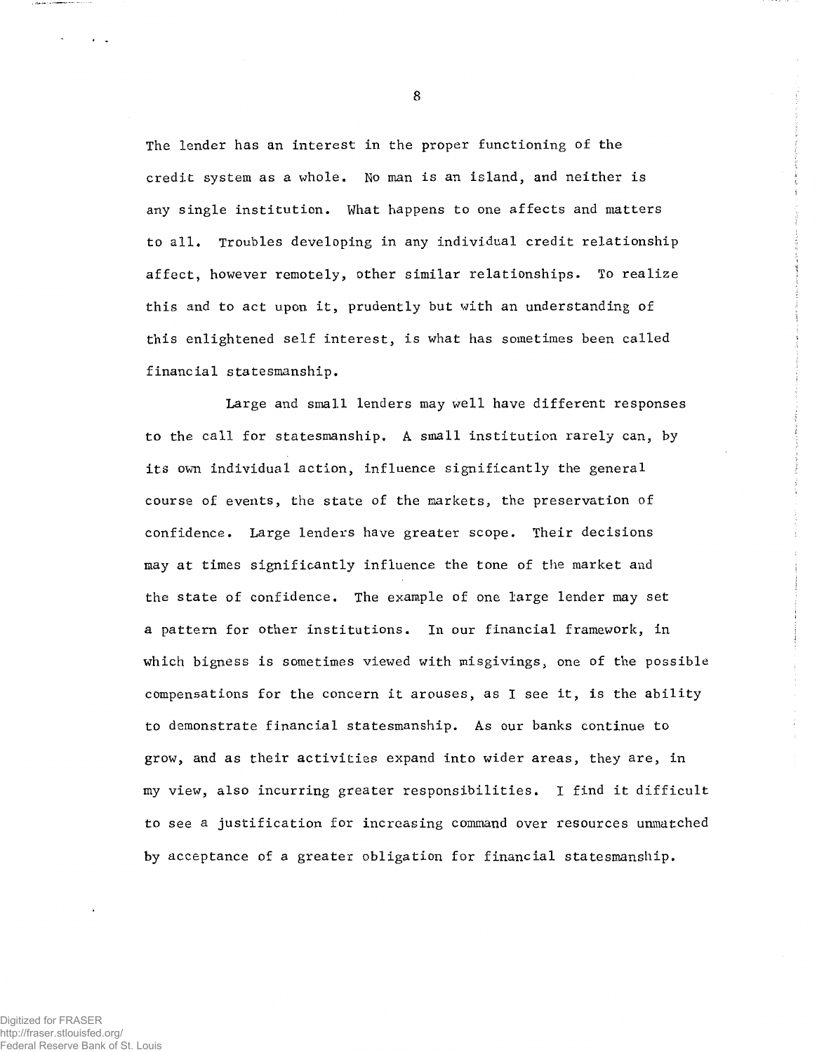The lender has an interest in the proper functioning of the credit system as a whole. No man is an island, and neither is any single institution. What happens to one affects and matters to all. Troubles developing in any individual credit relationship affect, however remotely, other similar relationships. To realize this and to act upon it, prudently but with an understanding of this enlightened self interest, is what has sometimes been called financial statesmanship.

Large and small lenders may well have different responses to the call for statesmanship. A small institution rarely can, by its own individual action, influence significantly the general course of events, the state of the markets, the preservation of confidence. Large lenders have greater scope. Their decisions may at times significantly influence the tone of the market and the state of confidence. The example of one large lender may set a pattern for other institutions. In our financial framework, in which bigness is sometimes viewed with misgivings, one of the possible compensations for the concern it arouses, as I see it, is the ability to demonstrate financial statesmanship. As our banks continue to grow, and as their activities expand into wider areas, they are, in my view, also incurring greater responsibilities. I find it difficult to see a justification for increasing command over resources unmatched by acceptance of a greater obligation for financial statesmanship.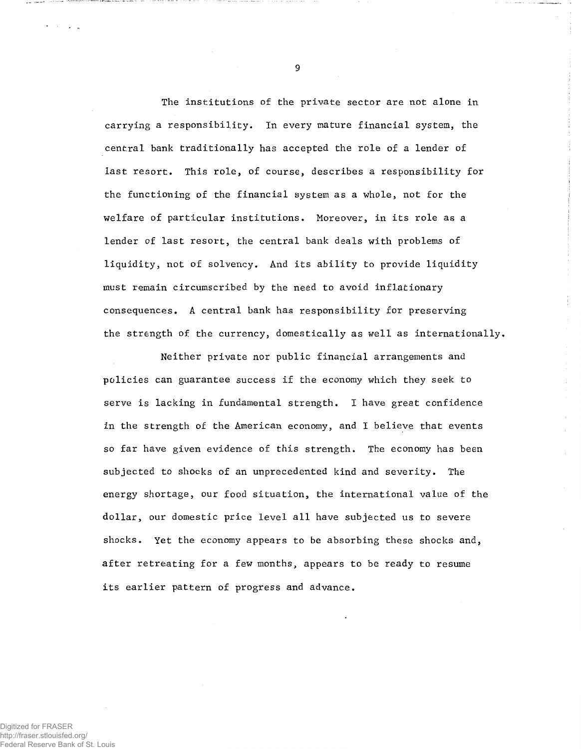The institutions of the private sector are not alone in carrying a responsibility. In every mature financial system, the central bank traditionally has accepted the role of a lender of last resort. This role, of course, describes a responsibility for the functioning of the financial system as a whole, not for the welfare of particular institutions. Moreover, in its role as a lender of last resort, the central bank deals with problems of liquidity, not of solvency. And its ability to provide liquidity must remain circumscribed by the need to avoid inflationary consequences. A central bank has responsibility for preserving the strength of the currency, domestically as well as internationally.

Neither private nor public financial arrangements and policies can guarantee success if the economy which they seek to serve is lacking in fundamental strength. I have great confidence in the strength of the American economy, and I believe that events so far have given evidence of this strength. The economy has been subjected to shocks of an unprecedented kind and severity. The energy shortage, our food situation, the international value of the dollar, our domestic price level all have subjected us to severe shocks. Yet the economy appears to be absorbing these shocks and, after retreating for a few months, appears to be ready to resume its earlier pattern of progress and advance.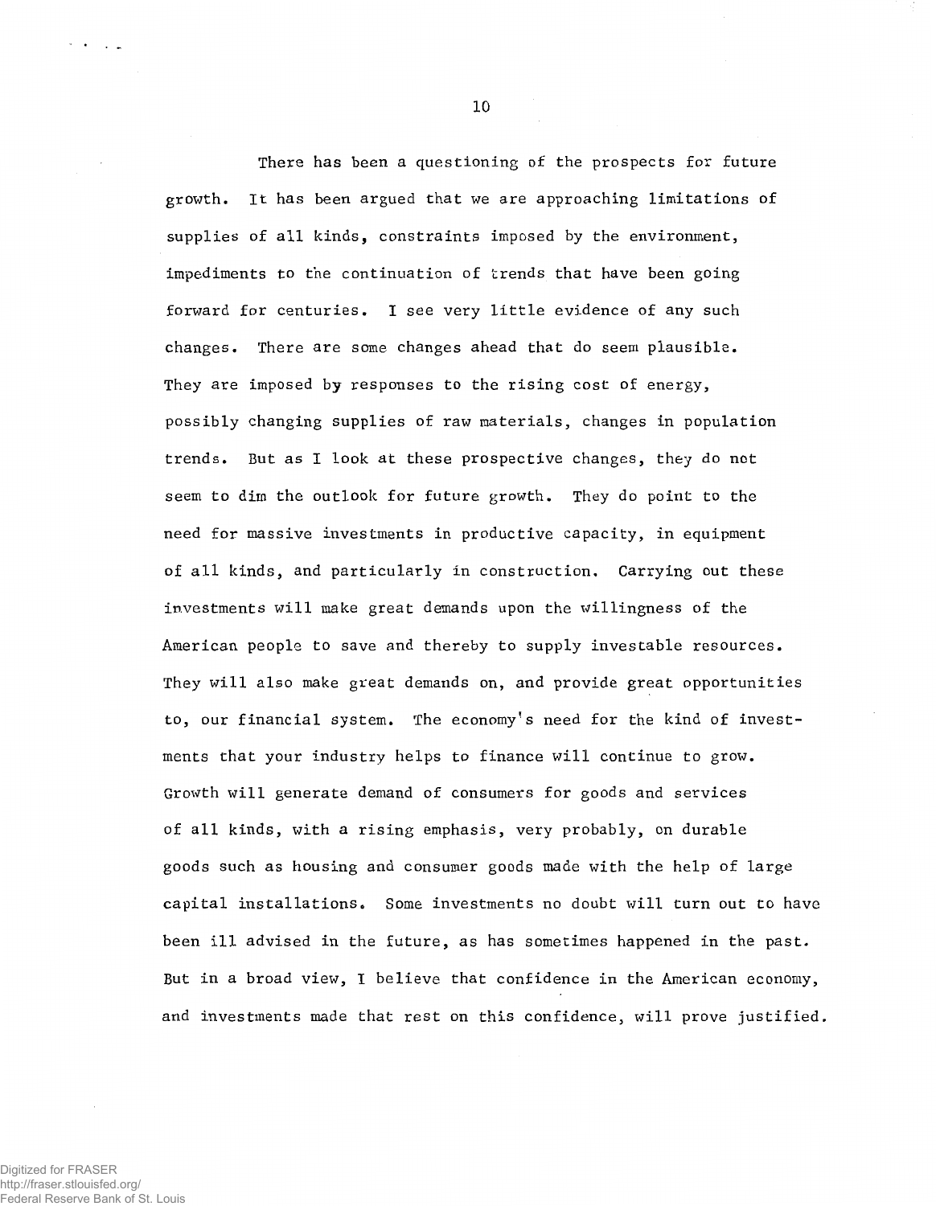There has been a questioning of the prospects for future growth. It has been argued that we are approaching limitations of supplies of all kinds, constraints imposed by the environment, impediments to the continuation of trends that have been going forward for centuries. I see very little evidence of any such changes. There are some changes ahead that do seem plausible. They are imposed by responses to the rising cost of energy, possibly changing supplies of raw materials, changes in population trends. But as I look at these prospective changes, they do not seem to dim the outlook for future growth. They do point to the need for massive investments in productive capacity, in equipment of all kinds, and particularly in construction. Carrying out these investments will make great demands upon the willingness of the American people to save and thereby to supply investable resources. They will also make great demands on, and provide great opportunities to, our financial system. The economy's need for the kind of investments that your industry helps to finance will continue to grow. Growth will generate demand of consumers for goods and services of all kinds, with a rising emphasis, very probably, on durable goods such as housing and consumer goods made with the help of large capital installations. Some investments no doubt will turn out to have been ill advised in the future, as has sometimes happened in the past. But in a broad view, I believe that confidence in the American economy, and investments made that rest on this confidence, will prove justified.